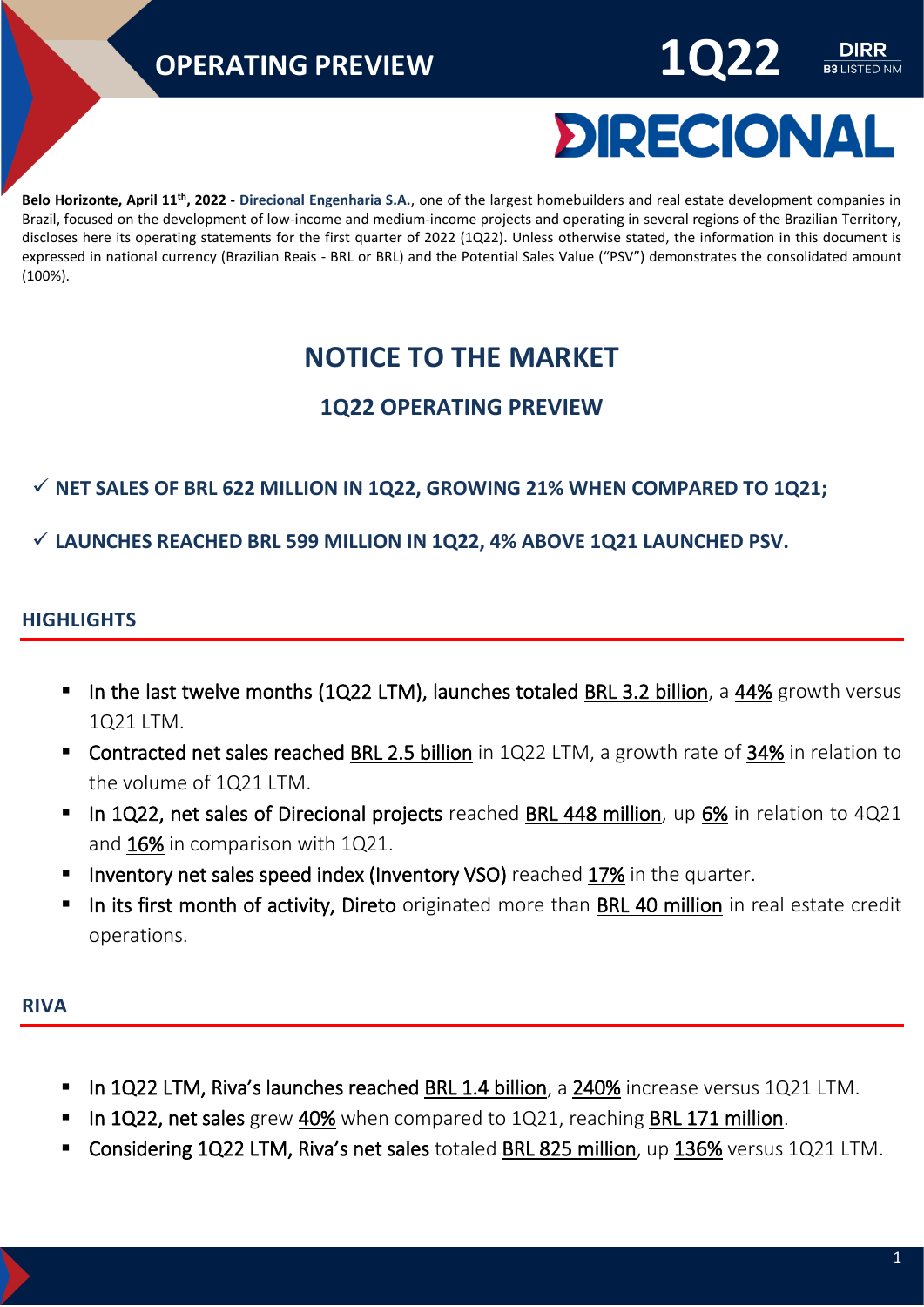**Belo Horizonte, April 11th, 2022 - Direcional Engenharia S.A.**, one of the largest homebuilders and real estate development companies in Brazil, focused on the development of low-income and medium-income projects and operating in several regions of the Brazilian Territory, discloses here its operating statements for the first quarter of 2022 (1Q22). Unless otherwise stated, the information in this document is expressed in national currency (Brazilian Reais - BRL or BRL) and the Potential Sales Value ("PSV") demonstrates the consolidated amount (100%).

# NOTICE TO THE MARKET

## 1Q22 OPERATING PREVIEW

- ✓ **NET SALES OF BRL 622 MILLION IN 1Q22, GROWING 21% WHEN COMPARED TO 1Q21;**
- ✓ **LAUNCHES REACHED BRL 599 MILLION IN 1Q22, 4% ABOVE 1Q21 LAUNCHED PSV.**

## HIGHLIGHTS

- In the last twelve months (1Q22 LTM), launches totaled BRL 3.2 billion, a 44% growth versus 1Q21 LTM.
- Contracted net sales reached BRL 2.5 billion in 1Q22 LTM, a growth rate of 34% in relation to the volume of 1Q21 LTM.
- In 1Q22, net sales of Direcional projects reached BRL 448 million, up 6% in relation to 4Q21 and 16% in comparison with 1Q21.
- Inventory net sales speed index (Inventory VSO) reached 17% in the quarter.
- In its first month of activity, Direto originated more than BRL 40 million in real estate credit operations.

## RIVA

- In 1Q22 LTM, Riva's launches reached BRL 1.4 billion, a 240% increase versus 1Q21 LTM.
- In 1Q22, net sales grew 40% when compared to 1Q21, reaching BRL 171 million.
- Considering 1Q22 LTM, Riva's net sales totaled BRL 825 million, up 136% versus 1Q21 LTM.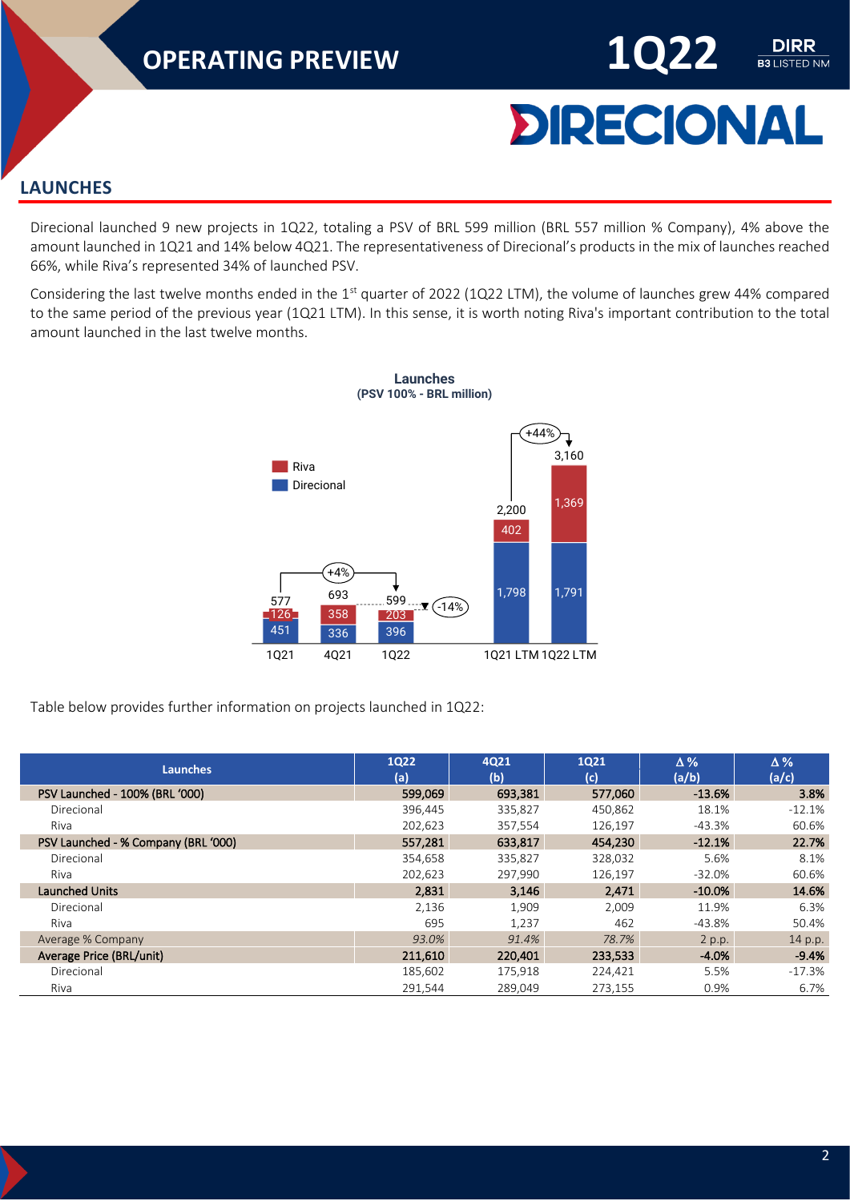## LAUNCHES

Direcional launched 9 new projects in 1Q22, totaling a PSV of BRL 599 million (BRL 557 million % Company), 4% above the amount launched in 1Q21 and 14% below 4Q21. The representativeness of Direcional's products in the mix of launches reached 66%, while Riva's represented 34% of launched PSV.

Considering the last twelve months ended in the 1st quarter of 2022 (1Q22 LTM), the volume of launches grew 44% compared to the same period of the previous year (1Q21 LTM). In this sense, it is worth noting Riva's important contribution to the total amount launched in the last twelve months.

**Launches**
**(PSV 100% - BRL million)**

| | 1Q21 | 4Q21 | 1Q22 | 1Q21 LTM | 1Q22 LTM |
|---|---|---|---|---|---|
| Riva | 126 | 358 | 203 | 402 | 1,369 |
| Direcional | 451 | 336 | 396 | 1,798 | 1,791 |
| Total | 577 | 693 | 599 | 2,200 | 3,160 |

1Q22 vs 1Q21: +4%; 1Q22 vs 4Q21: -14%; 1Q22 LTM vs 1Q21 LTM: +44%

Table below provides further information on projects launched in 1Q22:

| Launches | 1Q22 (a) | 4Q21 (b) | 1Q21 (c) | Δ % (a/b) | Δ % (a/c) |
|---|---|---|---|---|---|
| **PSV Launched - 100% (BRL '000)** | **599,069** | **693,381** | **577,060** | **-13.6%** | **3.8%** |
| Direcional | 396,445 | 335,827 | 450,862 | 18.1% | -12.1% |
| Riva | 202,623 | 357,554 | 126,197 | -43.3% | 60.6% |
| **PSV Launched - % Company (BRL '000)** | **557,281** | **633,817** | **454,230** | **-12.1%** | **22.7%** |
| Direcional | 354,658 | 335,827 | 328,032 | 5.6% | 8.1% |
| Riva | 202,623 | 297,990 | 126,197 | -32.0% | 60.6% |
| **Launched Units** | **2,831** | **3,146** | **2,471** | **-10.0%** | **14.6%** |
| Direcional | 2,136 | 1,909 | 2,009 | 11.9% | 6.3% |
| Riva | 695 | 1,237 | 462 | -43.8% | 50.4% |
| Average % Company | *93.0%* | *91.4%* | *78.7%* | 2 p.p. | 14 p.p. |
| **Average Price (BRL/unit)** | **211,610** | **220,401** | **233,533** | **-4.0%** | **-9.4%** |
| Direcional | 185,602 | 175,918 | 224,421 | 5.5% | -17.3% |
| Riva | 291,544 | 289,049 | 273,155 | 0.9% | 6.7% |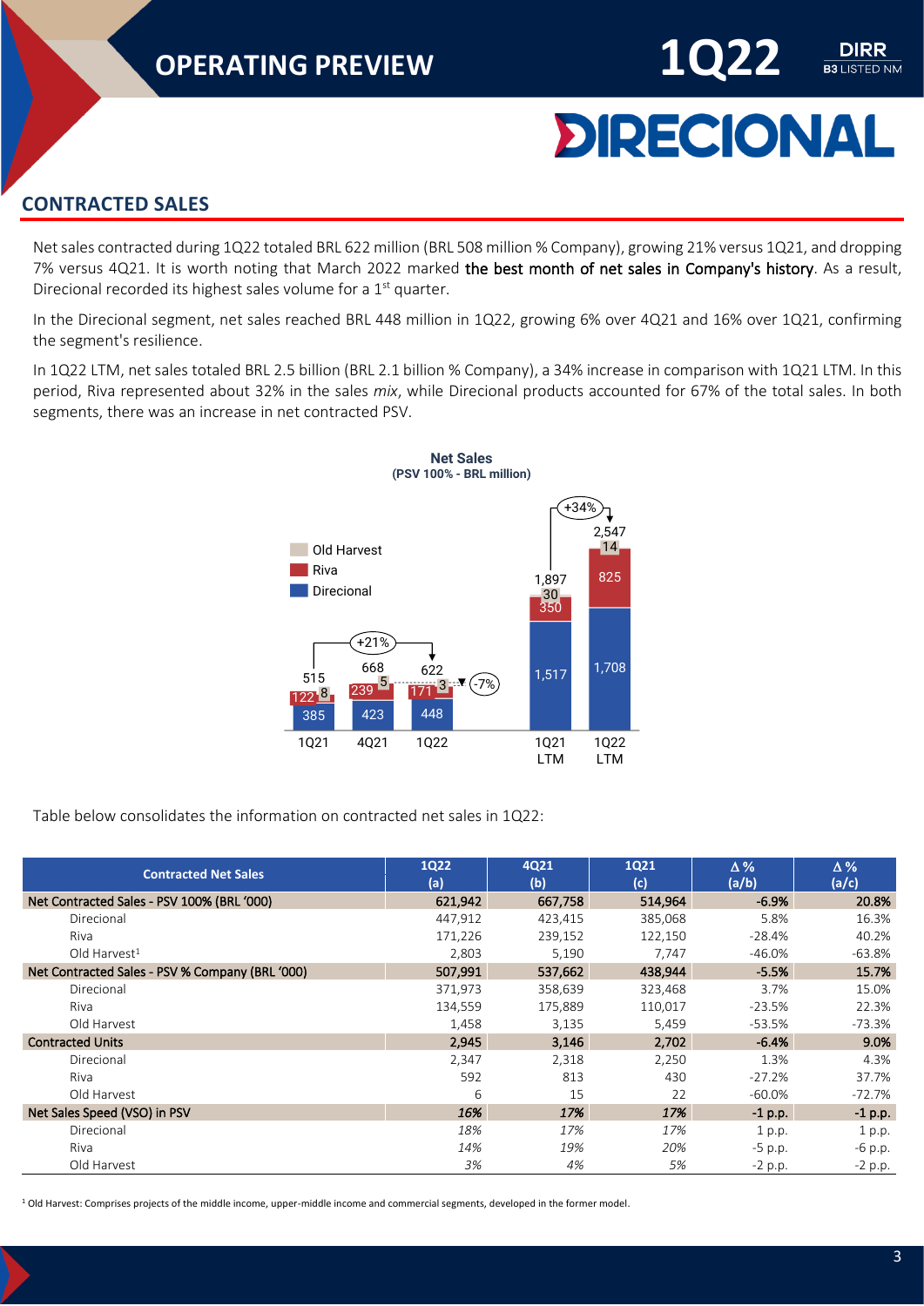## CONTRACTED SALES

Net sales contracted during 1Q22 totaled BRL 622 million (BRL 508 million % Company), growing 21% versus 1Q21, and dropping 7% versus 4Q21. It is worth noting that March 2022 marked the best month of net sales in Company's history. As a result, Direcional recorded its highest sales volume for a 1st quarter.

In the Direcional segment, net sales reached BRL 448 million in 1Q22, growing 6% over 4Q21 and 16% over 1Q21, confirming the segment's resilience.

In 1Q22 LTM, net sales totaled BRL 2.5 billion (BRL 2.1 billion % Company), a 34% increase in comparison with 1Q21 LTM. In this period, Riva represented about 32% in the sales *mix*, while Direcional products accounted for 67% of the total sales. In both segments, there was an increase in net contracted PSV.

**Net Sales**
**(PSV 100% - BRL million)**

| | 1Q21 | 4Q21 | 1Q22 | 1Q21 LTM | 1Q22 LTM |
|---|---|---|---|---|---|
| Direcional | 385 | 423 | 448 | 1,517 | 1,708 |
| Riva | 122 | 239 | 171 | 350 | 825 |
| Old Harvest | 8 | 5 | 3 | 30 | 14 |
| Total | 515 | 668 | 622 | 1,897 | 2,547 |

1Q22 vs 1Q21: +21%; 1Q22 vs 4Q21: -7%; 1Q22 LTM vs 1Q21 LTM: +34%

Table below consolidates the information on contracted net sales in 1Q22:

| Contracted Net Sales | 1Q22 (a) | 4Q21 (b) | 1Q21 (c) | Δ % (a/b) | Δ % (a/c) |
|---|---|---|---|---|---|
| **Net Contracted Sales - PSV 100% (BRL '000)** | **621,942** | **667,758** | **514,964** | **-6.9%** | **20.8%** |
| Direcional | 447,912 | 423,415 | 385,068 | 5.8% | 16.3% |
| Riva | 171,226 | 239,152 | 122,150 | -28.4% | 40.2% |
| Old Harvest[1] | 2,803 | 5,190 | 7,747 | -46.0% | -63.8% |
| **Net Contracted Sales - PSV % Company (BRL '000)** | **507,991** | **537,662** | **438,944** | **-5.5%** | **15.7%** |
| Direcional | 371,973 | 358,639 | 323,468 | 3.7% | 15.0% |
| Riva | 134,559 | 175,889 | 110,017 | -23.5% | 22.3% |
| Old Harvest | 1,458 | 3,135 | 5,459 | -53.5% | -73.3% |
| **Contracted Units** | **2,945** | **3,146** | **2,702** | **-6.4%** | **9.0%** |
| Direcional | 2,347 | 2,318 | 2,250 | 1.3% | 4.3% |
| Riva | 592 | 813 | 430 | -27.2% | 37.7% |
| Old Harvest | 6 | 15 | 22 | -60.0% | -72.7% |
| **Net Sales Speed (VSO) in PSV** | ***16%*** | ***17%*** | ***17%*** | **-1 p.p.** | **-1 p.p.** |
| Direcional | *18%* | *17%* | *17%* | 1 p.p. | 1 p.p. |
| Riva | *14%* | *19%* | *20%* | -5 p.p. | -6 p.p. |
| Old Harvest | *3%* | *4%* | *5%* | -2 p.p. | -2 p.p. |

[1] Old Harvest: Comprises projects of the middle income, upper-middle income and commercial segments, developed in the former model.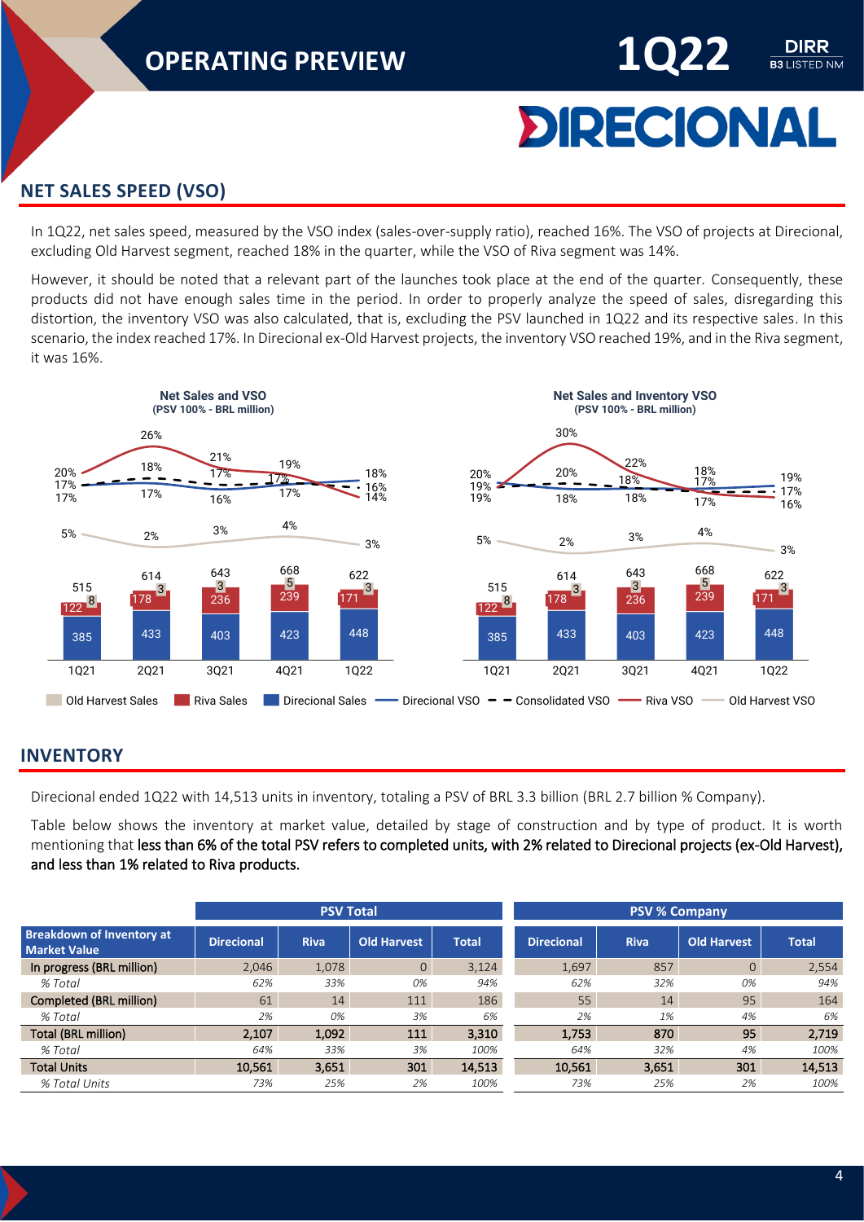## NET SALES SPEED (VSO)

In 1Q22, net sales speed, measured by the VSO index (sales-over-supply ratio), reached 16%. The VSO of projects at Direcional, excluding Old Harvest segment, reached 18% in the quarter, while the VSO of Riva segment was 14%.

However, it should be noted that a relevant part of the launches took place at the end of the quarter. Consequently, these products did not have enough sales time in the period. In order to properly analyze the speed of sales, disregarding this distortion, the inventory VSO was also calculated, that is, excluding the PSV launched in 1Q22 and its respective sales. In this scenario, the index reached 17%. In Direcional ex-Old Harvest projects, the inventory VSO reached 19%, and in the Riva segment, it was 16%.

**Net Sales and VSO**
(PSV 100% - BRL million)

| | 1Q21 | 2Q21 | 3Q21 | 4Q21 | 1Q22 |
|---|---|---|---|---|---|
| Direcional Sales | 385 | 433 | 403 | 423 | 448 |
| Riva Sales | 122 | 178 | 236 | 239 | 171 |
| Old Harvest Sales | 8 | 3 | 3 | 5 | 3 |
| Total | 515 | 614 | 643 | 668 | 622 |
| Direcional VSO | 17% | 17% | 16% | 17% | 18% |
| Consolidated VSO | 17% | 18% | 17% | 17% | 16% |
| Riva VSO | 20% | 26% | 21% | 19% | 14% |
| Old Harvest VSO | 5% | 2% | 3% | 4% | 3% |

**Net Sales and Inventory VSO**
(PSV 100% - BRL million)

| | 1Q21 | 2Q21 | 3Q21 | 4Q21 | 1Q22 |
|---|---|---|---|---|---|
| Direcional Sales | 385 | 433 | 403 | 423 | 448 |
| Riva Sales | 122 | 178 | 236 | 239 | 171 |
| Old Harvest Sales | 8 | 3 | 3 | 5 | 3 |
| Total | 515 | 614 | 643 | 668 | 622 |
| Direcional VSO | 19% | 18% | 18% | 17% | 19% |
| Consolidated VSO | 19% | 20% | 18% | 18% | 17% |
| Riva VSO | 20% | 30% | 22% | 17% | 16% |
| Old Harvest VSO | 5% | 2% | 3% | 4% | 3% |

## INVENTORY

Direcional ended 1Q22 with 14,513 units in inventory, totaling a PSV of BRL 3.3 billion (BRL 2.7 billion % Company).

Table below shows the inventory at market value, detailed by stage of construction and by type of product. It is worth mentioning that less than 6% of the total PSV refers to completed units, with 2% related to Direcional projects (ex-Old Harvest), and less than 1% related to Riva products.

| | PSV Total | | | | PSV % Company | | | |
|---|---|---|---|---|---|---|---|---|
| **Breakdown of Inventory at Market Value** | **Direcional** | **Riva** | **Old Harvest** | **Total** | **Direcional** | **Riva** | **Old Harvest** | **Total** |
| In progress (BRL million) | 2,046 | 1,078 | 0 | 3,124 | 1,697 | 857 | 0 | 2,554 |
| *% Total* | *62%* | *33%* | *0%* | *94%* | *62%* | *32%* | *0%* | *94%* |
| Completed (BRL million) | 61 | 14 | 111 | 186 | 55 | 14 | 95 | 164 |
| *% Total* | *2%* | *0%* | *3%* | *6%* | *2%* | *1%* | *4%* | *6%* |
| **Total (BRL million)** | **2,107** | **1,092** | **111** | **3,310** | **1,753** | **870** | **95** | **2,719** |
| *% Total* | *64%* | *33%* | *3%* | *100%* | *64%* | *32%* | *4%* | *100%* |
| **Total Units** | **10,561** | **3,651** | **301** | **14,513** | **10,561** | **3,651** | **301** | **14,513** |
| *% Total Units* | *73%* | *25%* | *2%* | *100%* | *73%* | *25%* | *2%* | *100%* |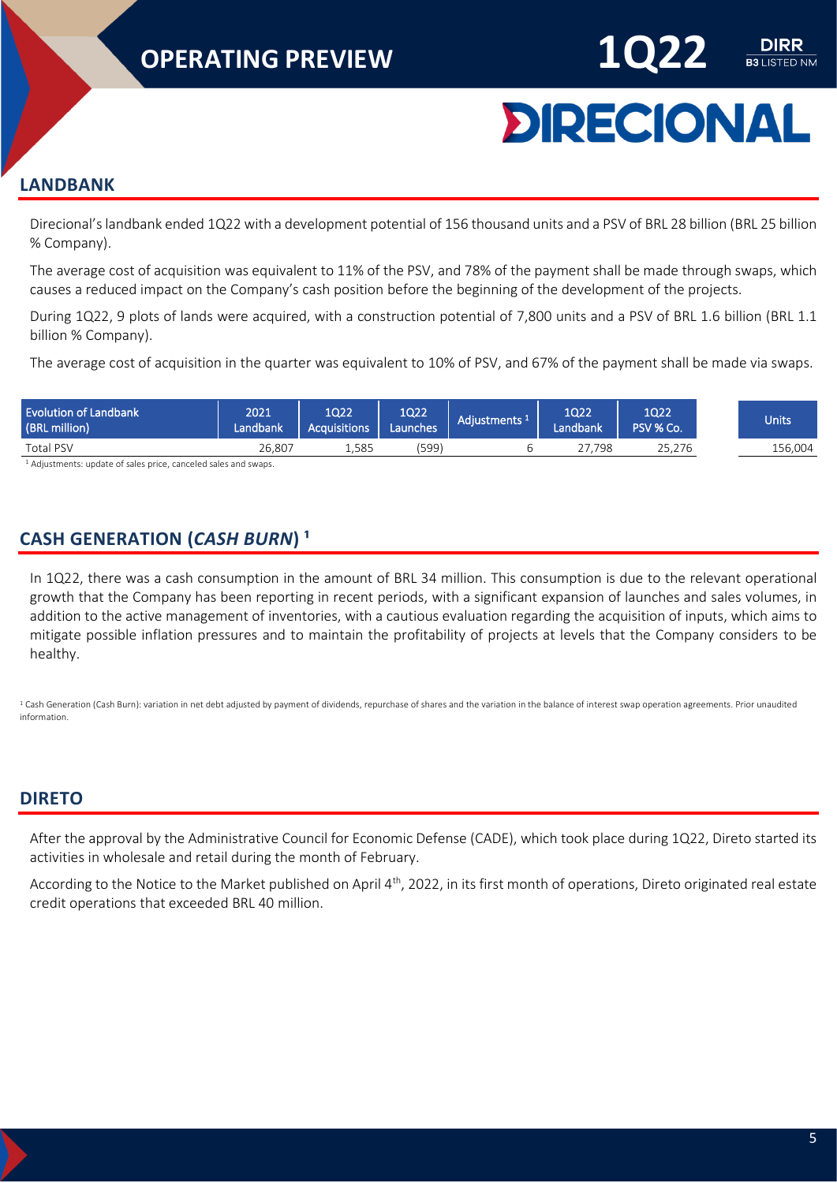## LANDBANK

Direcional's landbank ended 1Q22 with a development potential of 156 thousand units and a PSV of BRL 28 billion (BRL 25 billion % Company).

The average cost of acquisition was equivalent to 11% of the PSV, and 78% of the payment shall be made through swaps, which causes a reduced impact on the Company's cash position before the beginning of the development of the projects.

During 1Q22, 9 plots of lands were acquired, with a construction potential of 7,800 units and a PSV of BRL 1.6 billion (BRL 1.1 billion % Company).

The average cost of acquisition in the quarter was equivalent to 10% of PSV, and 67% of the payment shall be made via swaps.

| Evolution of Landbank (BRL million) | 2021 Landbank | 1Q22 Acquisitions | 1Q22 Launches | Adjustments [1] | 1Q22 Landbank | 1Q22 PSV % Co. | Units |
|---|---|---|---|---|---|---|---|
| Total PSV | 26,807 | 1,585 | (599) | 6 | 27,798 | 25,276 | 156,004 |

[1] Adjustments: update of sales price, canceled sales and swaps.

## CASH GENERATION (*CASH BURN*) [1]

In 1Q22, there was a cash consumption in the amount of BRL 34 million. This consumption is due to the relevant operational growth that the Company has been reporting in recent periods, with a significant expansion of launches and sales volumes, in addition to the active management of inventories, with a cautious evaluation regarding the acquisition of inputs, which aims to mitigate possible inflation pressures and to maintain the profitability of projects at levels that the Company considers to be healthy.

[1] Cash Generation (Cash Burn): variation in net debt adjusted by payment of dividends, repurchase of shares and the variation in the balance of interest swap operation agreements. Prior unaudited information.

## DIRETO

After the approval by the Administrative Council for Economic Defense (CADE), which took place during 1Q22, Direto started its activities in wholesale and retail during the month of February.

According to the Notice to the Market published on April 4th, 2022, in its first month of operations, Direto originated real estate credit operations that exceeded BRL 40 million.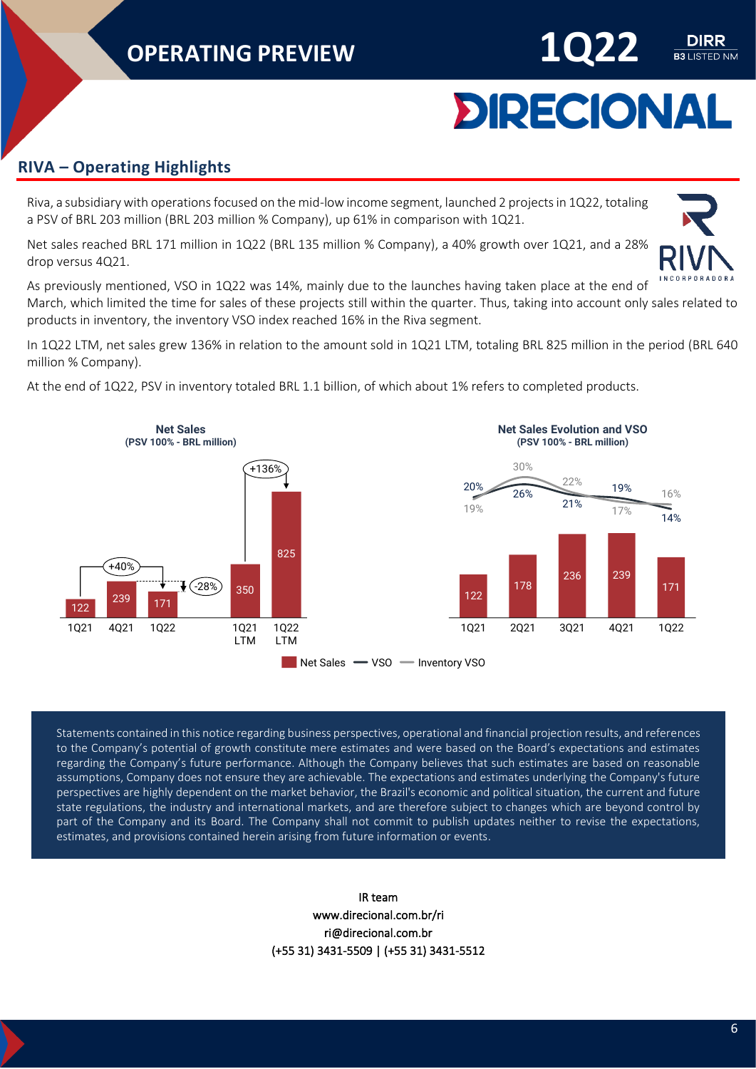## RIVA – Operating Highlights

Riva, a subsidiary with operations focused on the mid-low income segment, launched 2 projects in 1Q22, totaling a PSV of BRL 203 million (BRL 203 million % Company), up 61% in comparison with 1Q21.

Net sales reached BRL 171 million in 1Q22 (BRL 135 million % Company), a 40% growth over 1Q21, and a 28% drop versus 4Q21.

As previously mentioned, VSO in 1Q22 was 14%, mainly due to the launches having taken place at the end of March, which limited the time for sales of these projects still within the quarter. Thus, taking into account only sales related to products in inventory, the inventory VSO index reached 16% in the Riva segment.

In 1Q22 LTM, net sales grew 136% in relation to the amount sold in 1Q21 LTM, totaling BRL 825 million in the period (BRL 640 million % Company).

At the end of 1Q22, PSV in inventory totaled BRL 1.1 billion, of which about 1% refers to completed products.

**Net Sales**
**(PSV 100% - BRL million)**

| | 1Q21 | 4Q21 | 1Q22 | 1Q21 LTM | 1Q22 LTM |
|---|---|---|---|---|---|
| Net Sales | 122 | 239 | 171 | 350 | 825 |

1Q22 vs 1Q21: +40% | 1Q22 vs 4Q21: -28% | 1Q22 LTM vs 1Q21 LTM: +136%

**Net Sales Evolution and VSO**
**(PSV 100% - BRL million)**

| | 1Q21 | 2Q21 | 3Q21 | 4Q21 | 1Q22 |
|---|---|---|---|---|---|
| Net Sales | 122 | 178 | 236 | 239 | 171 |
| VSO | 20% | 26% | 21% | 19% | 14% |
| Inventory VSO | 19% | 30% | 22% | 17% | 16% |

Statements contained in this notice regarding business perspectives, operational and financial projection results, and references to the Company's potential of growth constitute mere estimates and were based on the Board's expectations and estimates regarding the Company's future performance. Although the Company believes that such estimates are based on reasonable assumptions, Company does not ensure they are achievable. The expectations and estimates underlying the Company's future perspectives are highly dependent on the market behavior, the Brazil's economic and political situation, the current and future state regulations, the industry and international markets, and are therefore subject to changes which are beyond control by part of the Company and its Board. The Company shall not commit to publish updates neither to revise the expectations, estimates, and provisions contained herein arising from future information or events.

IR team
www.direcional.com.br/ri
ri@direcional.com.br
(+55 31) 3431-5509 | (+55 31) 3431-5512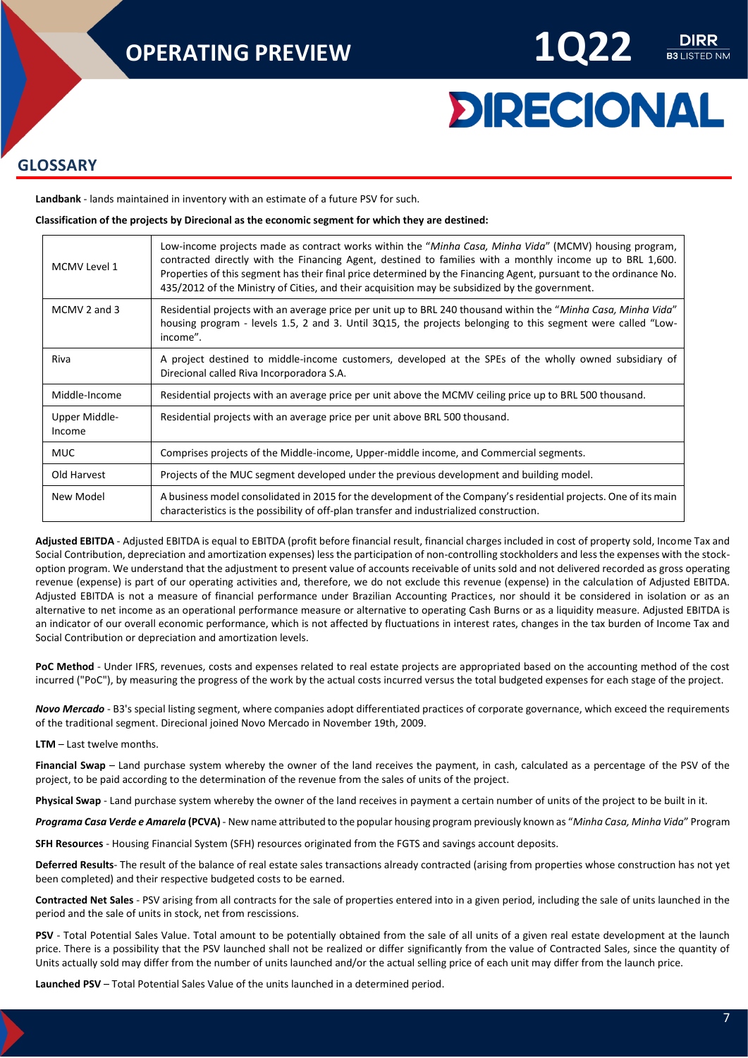## GLOSSARY

**Landbank** - lands maintained in inventory with an estimate of a future PSV for such.

**Classification of the projects by Direcional as the economic segment for which they are destined:**

| | |
|---|---|
| MCMV Level 1 | Low-income projects made as contract works within the "*Minha Casa, Minha Vida*" (MCMV) housing program, contracted directly with the Financing Agent, destined to families with a monthly income up to BRL 1,600. Properties of this segment has their final price determined by the Financing Agent, pursuant to the ordinance No. 435/2012 of the Ministry of Cities, and their acquisition may be subsidized by the government. |
| MCMV 2 and 3 | Residential projects with an average price per unit up to BRL 240 thousand within the "*Minha Casa, Minha Vida*" housing program - levels 1.5, 2 and 3. Until 3Q15, the projects belonging to this segment were called "Low-income". |
| Riva | A project destined to middle-income customers, developed at the SPEs of the wholly owned subsidiary of Direcional called Riva Incorporadora S.A. |
| Middle-Income | Residential projects with an average price per unit above the MCMV ceiling price up to BRL 500 thousand. |
| Upper Middle-Income | Residential projects with an average price per unit above BRL 500 thousand. |
| MUC | Comprises projects of the Middle-income, Upper-middle income, and Commercial segments. |
| Old Harvest | Projects of the MUC segment developed under the previous development and building model. |
| New Model | A business model consolidated in 2015 for the development of the Company's residential projects. One of its main characteristics is the possibility of off-plan transfer and industrialized construction. |

**Adjusted EBITDA** - Adjusted EBITDA is equal to EBITDA (profit before financial result, financial charges included in cost of property sold, Income Tax and Social Contribution, depreciation and amortization expenses) less the participation of non-controlling stockholders and less the expenses with the stock-option program. We understand that the adjustment to present value of accounts receivable of units sold and not delivered recorded as gross operating revenue (expense) is part of our operating activities and, therefore, we do not exclude this revenue (expense) in the calculation of Adjusted EBITDA. Adjusted EBITDA is not a measure of financial performance under Brazilian Accounting Practices, nor should it be considered in isolation or as an alternative to net income as an operational performance measure or alternative to operating Cash Burns or as a liquidity measure. Adjusted EBITDA is an indicator of our overall economic performance, which is not affected by fluctuations in interest rates, changes in the tax burden of Income Tax and Social Contribution or depreciation and amortization levels.

**PoC Method** - Under IFRS, revenues, costs and expenses related to real estate projects are appropriated based on the accounting method of the cost incurred ("PoC"), by measuring the progress of the work by the actual costs incurred versus the total budgeted expenses for each stage of the project.

***Novo Mercado*** - B3's special listing segment, where companies adopt differentiated practices of corporate governance, which exceed the requirements of the traditional segment. Direcional joined Novo Mercado in November 19th, 2009.

**LTM** – Last twelve months.

**Financial Swap** – Land purchase system whereby the owner of the land receives the payment, in cash, calculated as a percentage of the PSV of the project, to be paid according to the determination of the revenue from the sales of units of the project.

**Physical Swap** - Land purchase system whereby the owner of the land receives in payment a certain number of units of the project to be built in it.

***Programa Casa Verde e Amarela* (PCVA)** - New name attributed to the popular housing program previously known as "*Minha Casa, Minha Vida*" Program

**SFH Resources** - Housing Financial System (SFH) resources originated from the FGTS and savings account deposits.

**Deferred Results**- The result of the balance of real estate sales transactions already contracted (arising from properties whose construction has not yet been completed) and their respective budgeted costs to be earned.

**Contracted Net Sales** - PSV arising from all contracts for the sale of properties entered into in a given period, including the sale of units launched in the period and the sale of units in stock, net from rescissions.

**PSV** - Total Potential Sales Value. Total amount to be potentially obtained from the sale of all units of a given real estate development at the launch price. There is a possibility that the PSV launched shall not be realized or differ significantly from the value of Contracted Sales, since the quantity of Units actually sold may differ from the number of units launched and/or the actual selling price of each unit may differ from the launch price.

**Launched PSV** – Total Potential Sales Value of the units launched in a determined period.